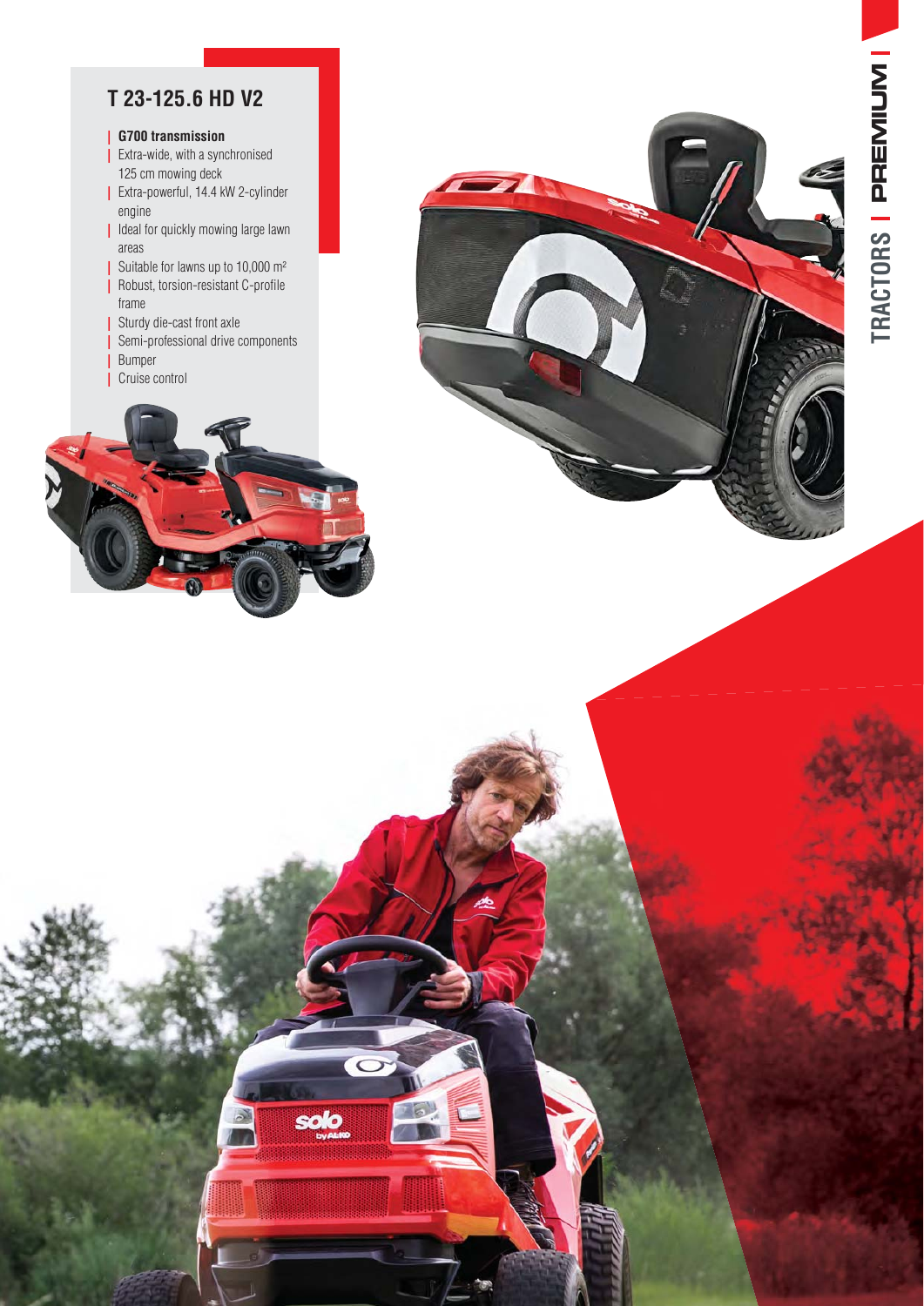## T 23-125.6 HD V2

- **G700 transmission**
- Extra-wide, with a synchronised 125 cm mowing deck
- Extra-powerful, 14.4 kW 2-cylinder engine
- Ideal for quickly mowing large lawn areas
- Suitable for lawns up to 10,000 m²
- Robust, torsion-resistant C-profile frame
- Sturdy die-cast front axle
- Semi-professional drive components
- Bumper
- Cruise control

TRACTORS | PREMIUM |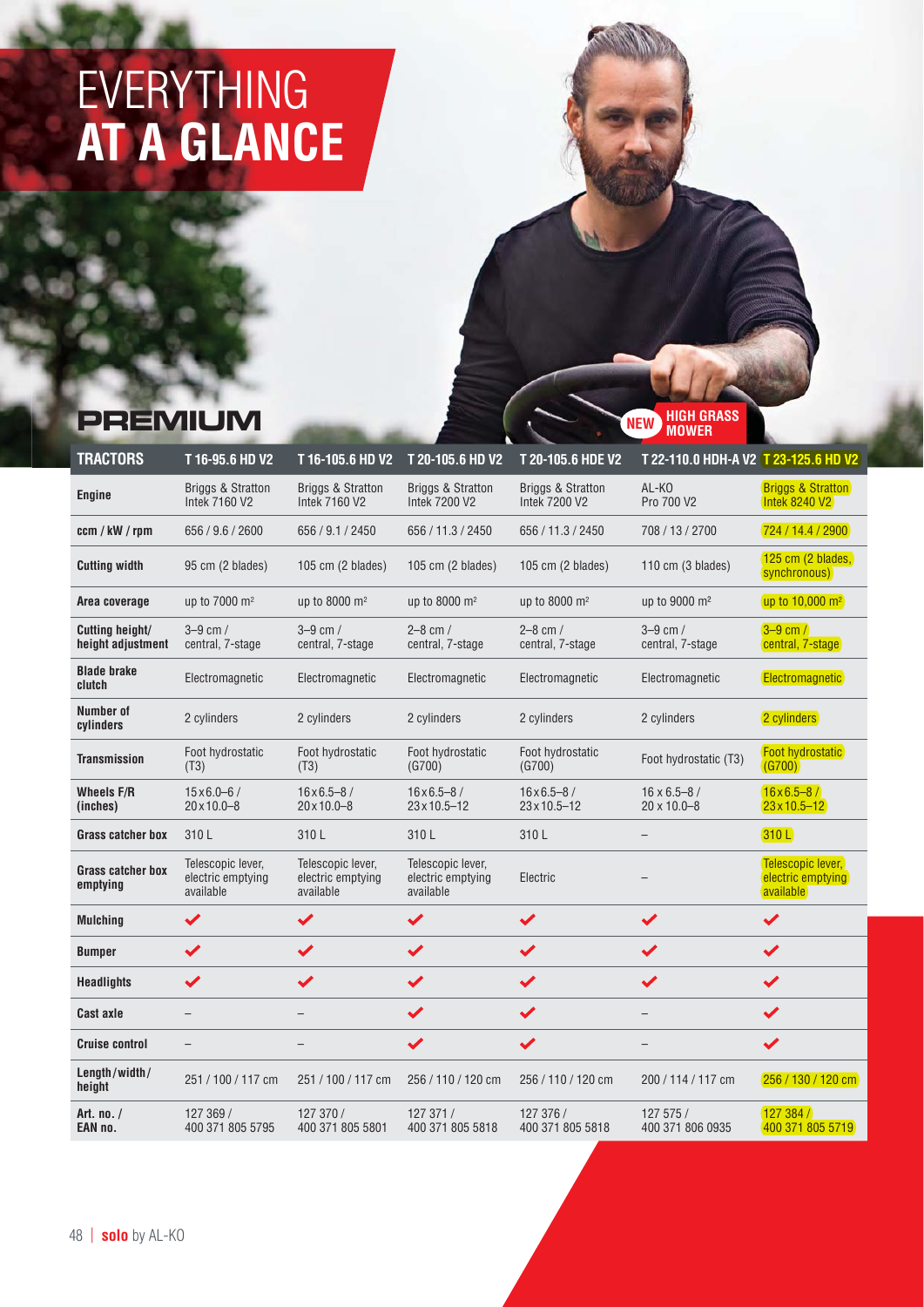# EVERYTHING **AT A GLANCE**

## PREMIUM

NEW HIGH GRASS MOWER

| TRACTORS | T 16-95.6 HD V2 | T 16-105.6 HD V2 | T 20-105.6 HD V2 | T 20-105.6 HDE V2 | T 22-110.0 HDH-A V2 | T 23-125.6 HD V2 |
|---|---|---|---|---|---|---|
| Engine | Briggs & Stratton Intek 7160 V2 | Briggs & Stratton Intek 7160 V2 | Briggs & Stratton Intek 7200 V2 | Briggs & Stratton Intek 7200 V2 | AL-KO Pro 700 V2 | Briggs & Stratton Intek 8240 V2 |
| ccm / kW / rpm | 656 / 9.6 / 2600 | 656 / 9.1 / 2450 | 656 / 11.3 / 2450 | 656 / 11.3 / 2450 | 708 / 13 / 2700 | 724 / 14.4 / 2900 |
| Cutting width | 95 cm (2 blades) | 105 cm (2 blades) | 105 cm (2 blades) | 105 cm (2 blades) | 110 cm (3 blades) | 125 cm (2 blades, synchronous) |
| Area coverage | up to 7000 m² | up to 8000 m² | up to 8000 m² | up to 8000 m² | up to 9000 m² | up to 10,000 m² |
| Cutting height/ height adjustment | 3–9 cm / central, 7-stage | 3–9 cm / central, 7-stage | 2–8 cm / central, 7-stage | 2–8 cm / central, 7-stage | 3–9 cm / central, 7-stage | 3–9 cm / central, 7-stage |
| Blade brake clutch | Electromagnetic | Electromagnetic | Electromagnetic | Electromagnetic | Electromagnetic | Electromagnetic |
| Number of cylinders | 2 cylinders | 2 cylinders | 2 cylinders | 2 cylinders | 2 cylinders | 2 cylinders |
| Transmission | Foot hydrostatic (T3) | Foot hydrostatic (T3) | Foot hydrostatic (G700) | Foot hydrostatic (G700) | Foot hydrostatic (T3) | Foot hydrostatic (G700) |
| Wheels F/R (inches) | 15 x 6.0–6 / 20 x 10.0–8 | 16 x 6.5–8 / 20 x 10.0–8 | 16 x 6.5–8 / 23 x 10.5–12 | 16 x 6.5–8 / 23 x 10.5–12 | 16 x 6.5–8 / 20 x 10.0–8 | 16 x 6.5–8 / 23 x 10.5–12 |
| Grass catcher box | 310 L | 310 L | 310 L | 310 L | – | 310 L |
| Grass catcher box emptying | Telescopic lever, electric emptying available | Telescopic lever, electric emptying available | Telescopic lever, electric emptying available | Electric | – | Telescopic lever, electric emptying available |
| Mulching | ✔ | ✔ | ✔ | ✔ | ✔ | ✔ |
| Bumper | ✔ | ✔ | ✔ | ✔ | ✔ | ✔ |
| Headlights | ✔ | ✔ | ✔ | ✔ | ✔ | ✔ |
| Cast axle | – | – | ✔ | ✔ | – | ✔ |
| Cruise control | – | – | ✔ | ✔ | – | ✔ |
| Length/width/ height | 251 / 100 / 117 cm | 251 / 100 / 117 cm | 256 / 110 / 120 cm | 256 / 110 / 120 cm | 200 / 114 / 117 cm | 256 / 130 / 120 cm |
| Art. no. / EAN no. | 127 369 / 400 371 805 5795 | 127 370 / 400 371 805 5801 | 127 371 / 400 371 805 5818 | 127 376 / 400 371 805 5818 | 127 575 / 400 371 806 0935 | 127 384 / 400 371 805 5719 |